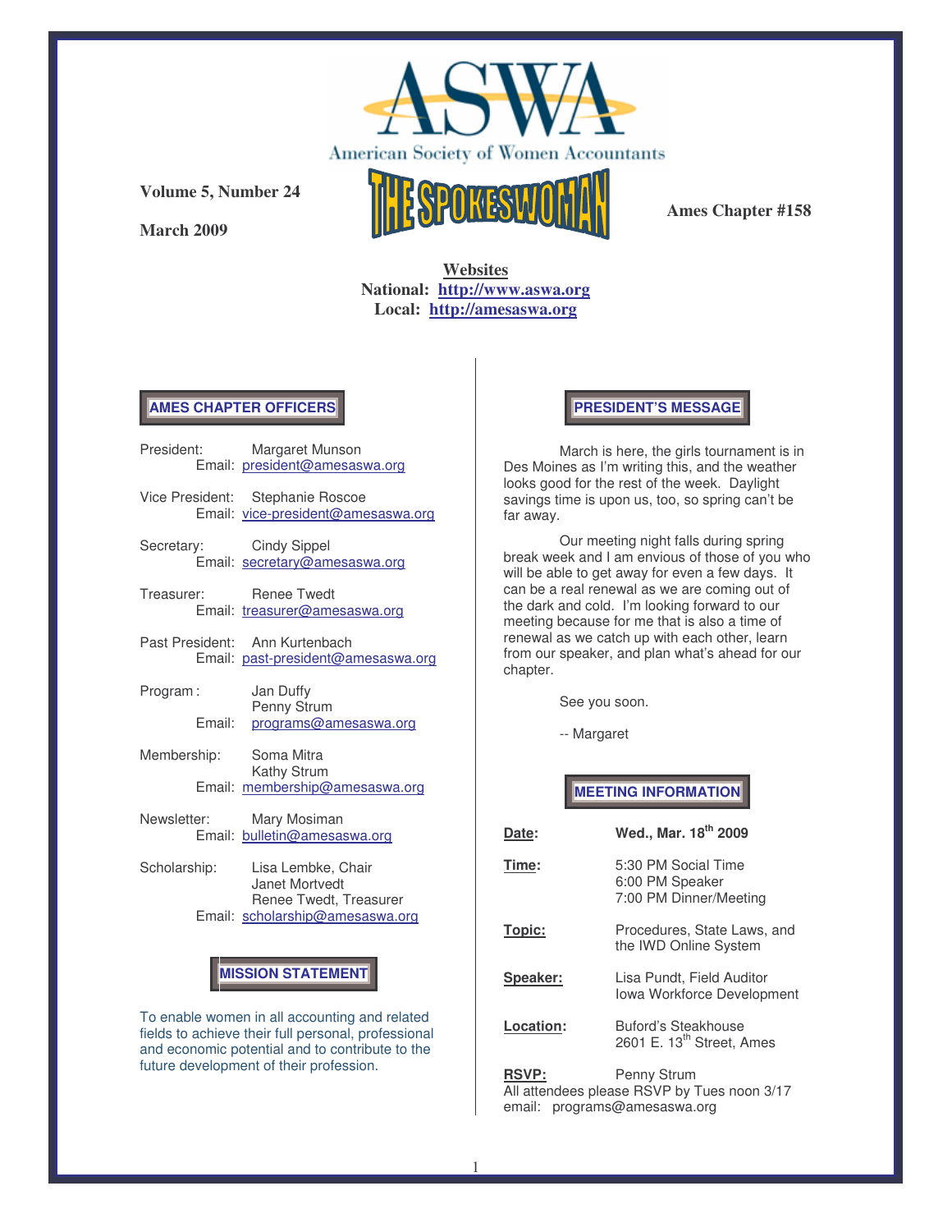# ASWA

American Society of Women Accountants

# THE SPOKESWOMAN

**Volume 5, Number 24**

**March 2009**

**Ames Chapter #158**

**Websites**
**National: http://www.aswa.org**
**Local: http://amesaswa.org**

## AMES CHAPTER OFFICERS

President: Margaret Munson
Email: president@amesaswa.org

Vice President: Stephanie Roscoe
Email: vice-president@amesaswa.org

Secretary: Cindy Sippel
Email: secretary@amesaswa.org

Treasurer: Renee Twedt
Email: treasurer@amesaswa.org

Past President: Ann Kurtenbach
Email: past-president@amesaswa.org

Program: Jan Duffy
Penny Strum
Email: programs@amesaswa.org

Membership: Soma Mitra
Kathy Strum
Email: membership@amesaswa.org

Newsletter: Mary Mosiman
Email: bulletin@amesaswa.org

Scholarship: Lisa Lembke, Chair
Janet Mortvedt
Renee Twedt, Treasurer
Email: scholarship@amesaswa.org

## MISSION STATEMENT

To enable women in all accounting and related fields to achieve their full personal, professional and economic potential and to contribute to the future development of their profession.

## PRESIDENT'S MESSAGE

March is here, the girls tournament is in Des Moines as I'm writing this, and the weather looks good for the rest of the week. Daylight savings time is upon us, too, so spring can't be far away.

Our meeting night falls during spring break week and I am envious of those of you who will be able to get away for even a few days. It can be a real renewal as we are coming out of the dark and cold. I'm looking forward to our meeting because for me that is also a time of renewal as we catch up with each other, learn from our speaker, and plan what's ahead for our chapter.

See you soon.

-- Margaret

## MEETING INFORMATION

**Date:** **Wed., Mar. 18th 2009**

**Time:** 5:30 PM Social Time
6:00 PM Speaker
7:00 PM Dinner/Meeting

**Topic:** Procedures, State Laws, and the IWD Online System

**Speaker:** Lisa Pundt, Field Auditor
Iowa Workforce Development

**Location:** Buford's Steakhouse
2601 E. 13th Street, Ames

**RSVP:** Penny Strum
All attendees please RSVP by Tues noon 3/17
email: programs@amesaswa.org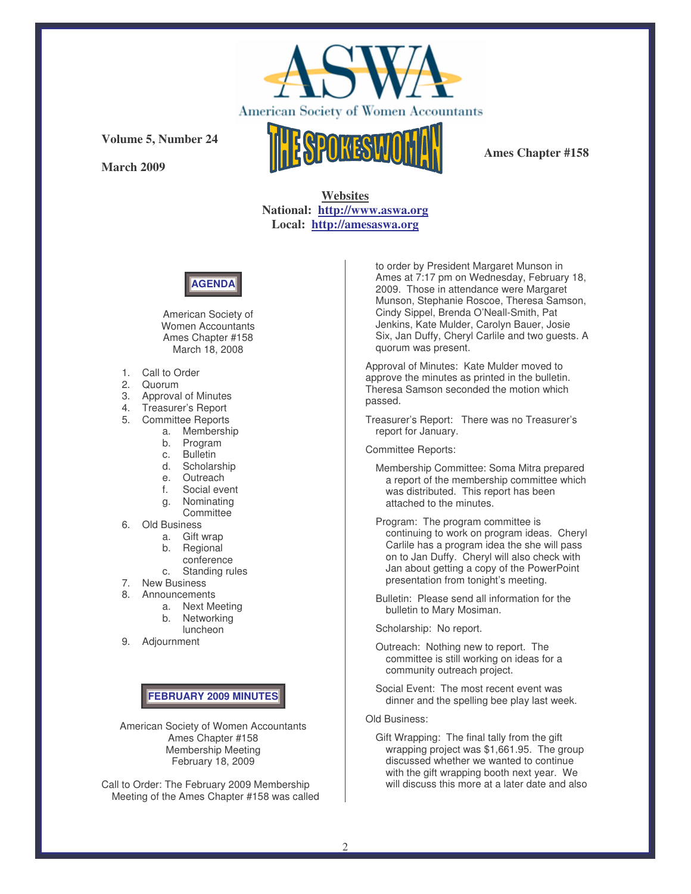American Society of Women Accountants

**Volume 5, Number 24**

**March 2009**

# THE SPOKESWOMAN

**Ames Chapter #158**

**Websites**
**National: http://www.aswa.org**
**Local: http://amesaswa.org**

## AGENDA

American Society of Women Accountants
Ames Chapter #158
March 18, 2008

1. Call to Order
2. Quorum
3. Approval of Minutes
4. Treasurer's Report
5. Committee Reports
   a. Membership
   b. Program
   c. Bulletin
   d. Scholarship
   e. Outreach
   f. Social event
   g. Nominating Committee
6. Old Business
   a. Gift wrap
   b. Regional conference
   c. Standing rules
7. New Business
8. Announcements
   a. Next Meeting
   b. Networking luncheon
9. Adjournment

## FEBRUARY 2009 MINUTES

American Society of Women Accountants
Ames Chapter #158
Membership Meeting
February 18, 2009

Call to Order: The February 2009 Membership Meeting of the Ames Chapter #158 was called to order by President Margaret Munson in Ames at 7:17 pm on Wednesday, February 18, 2009. Those in attendance were Margaret Munson, Stephanie Roscoe, Theresa Samson, Cindy Sippel, Brenda O'Neall-Smith, Pat Jenkins, Kate Mulder, Carolyn Bauer, Josie Six, Jan Duffy, Cheryl Carlile and two guests. A quorum was present.

Approval of Minutes: Kate Mulder moved to approve the minutes as printed in the bulletin. Theresa Samson seconded the motion which passed.

Treasurer's Report: There was no Treasurer's report for January.

Committee Reports:

Membership Committee: Soma Mitra prepared a report of the membership committee which was distributed. This report has been attached to the minutes.

Program: The program committee is continuing to work on program ideas. Cheryl Carlile has a program idea the she will pass on to Jan Duffy. Cheryl will also check with Jan about getting a copy of the PowerPoint presentation from tonight's meeting.

Bulletin: Please send all information for the bulletin to Mary Mosiman.

Scholarship: No report.

Outreach: Nothing new to report. The committee is still working on ideas for a community outreach project.

Social Event: The most recent event was dinner and the spelling bee play last week.

Old Business:

Gift Wrapping: The final tally from the gift wrapping project was $1,661.95. The group discussed whether we wanted to continue with the gift wrapping booth next year. We will discuss this more at a later date and also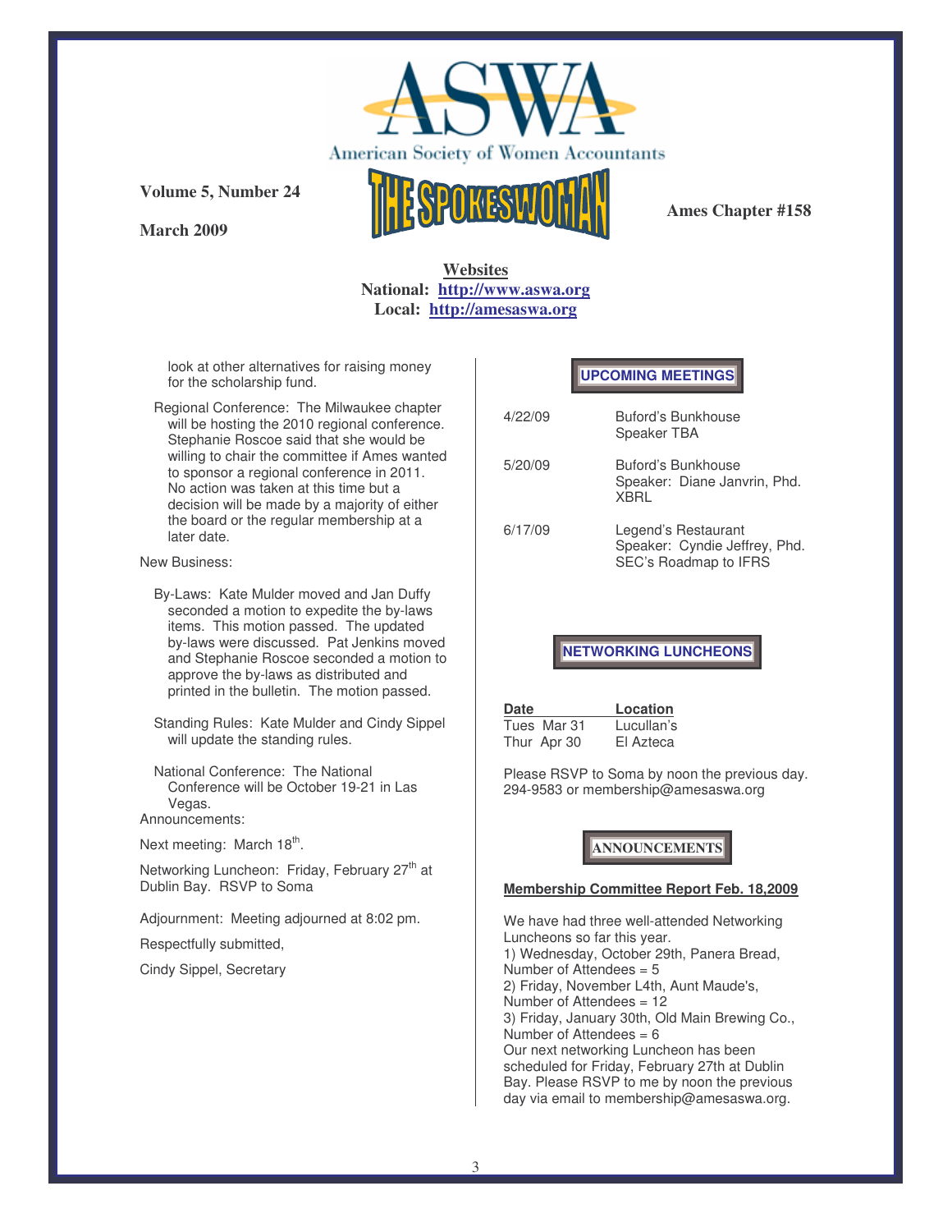# ASWA

American Society of Women Accountants

**Volume 5, Number 24**

**March 2009**

# THE SPOKESWOMAN

**Ames Chapter #158**

**Websites**
**National: http://www.aswa.org**
**Local: http://amesaswa.org**

look at other alternatives for raising money for the scholarship fund.

Regional Conference: The Milwaukee chapter will be hosting the 2010 regional conference. Stephanie Roscoe said that she would be willing to chair the committee if Ames wanted to sponsor a regional conference in 2011. No action was taken at this time but a decision will be made by a majority of either the board or the regular membership at a later date.

New Business:

By-Laws: Kate Mulder moved and Jan Duffy seconded a motion to expedite the by-laws items. This motion passed. The updated by-laws were discussed. Pat Jenkins moved and Stephanie Roscoe seconded a motion to approve the by-laws as distributed and printed in the bulletin. The motion passed.

Standing Rules: Kate Mulder and Cindy Sippel will update the standing rules.

National Conference: The National Conference will be October 19-21 in Las Vegas.

Announcements:

Next meeting: March 18th.

Networking Luncheon: Friday, February 27th at Dublin Bay. RSVP to Soma

Adjournment: Meeting adjourned at 8:02 pm.

Respectfully submitted,

Cindy Sippel, Secretary

## UPCOMING MEETINGS

| | |
|---|---|
| 4/22/09 | Buford's Bunkhouse<br>Speaker TBA |
| 5/20/09 | Buford's Bunkhouse<br>Speaker: Diane Janvrin, Phd.<br>XBRL |
| 6/17/09 | Legend's Restaurant<br>Speaker: Cyndie Jeffrey, Phd.<br>SEC's Roadmap to IFRS |

## NETWORKING LUNCHEONS

| Date | Location |
|---|---|
| Tues Mar 31 | Lucullan's |
| Thur Apr 30 | El Azteca |

Please RSVP to Soma by noon the previous day. 294-9583 or membership@amesaswa.org

## ANNOUNCEMENTS

**Membership Committee Report Feb. 18,2009**

We have had three well-attended Networking Luncheons so far this year.
1) Wednesday, October 29th, Panera Bread, Number of Attendees = 5
2) Friday, November L4th, Aunt Maude's, Number of Attendees = 12
3) Friday, January 30th, Old Main Brewing Co., Number of Attendees = 6
Our next networking Luncheon has been scheduled for Friday, February 27th at Dublin Bay. Please RSVP to me by noon the previous day via email to membership@amesaswa.org.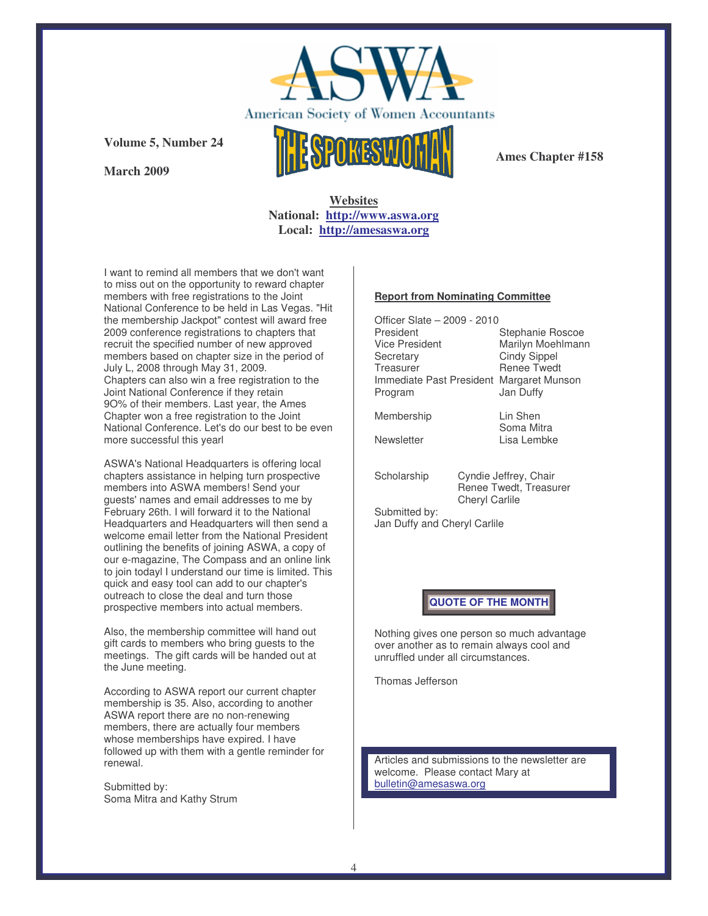American Society of Women Accountants

**Volume 5, Number 24**

**March 2009**

# THE SPOKESWOMAN

**Ames Chapter #158**

**Websites**
**National: http://www.aswa.org**
**Local: http://amesaswa.org**

I want to remind all members that we don't want to miss out on the opportunity to reward chapter members with free registrations to the Joint National Conference to be held in Las Vegas. "Hit the membership Jackpot" contest will award free 2009 conference registrations to chapters that recruit the specified number of new approved members based on chapter size in the period of July L, 2008 through May 31, 2009. Chapters can also win a free registration to the Joint National Conference if they retain 9O% of their members. Last year, the Ames Chapter won a free registration to the Joint National Conference. Let's do our best to be even more successful this yearl

ASWA's National Headquarters is offering local chapters assistance in helping turn prospective members into ASWA members! Send your guests' names and email addresses to me by February 26th. I will forward it to the National Headquarters and Headquarters will then send a welcome email letter from the National President outlining the benefits of joining ASWA, a copy of our e-magazine, The Compass and an online link to join todayl I understand our time is limited. This quick and easy tool can add to our chapter's outreach to close the deal and turn those prospective members into actual members.

Also, the membership committee will hand out gift cards to members who bring guests to the meetings. The gift cards will be handed out at the June meeting.

According to ASWA report our current chapter membership is 35. Also, according to another ASWA report there are no non-renewing members, there are actually four members whose memberships have expired. I have followed up with them with a gentle reminder for renewal.

Submitted by:
Soma Mitra and Kathy Strum

**Report from Nominating Committee**

Officer Slate – 2009 - 2010

| | |
|---|---|
| President | Stephanie Roscoe |
| Vice President | Marilyn Moehlmann |
| Secretary | Cindy Sippel |
| Treasurer | Renee Twedt |
| Immediate Past President | Margaret Munson |
| Program | Jan Duffy |
| Membership | Lin Shen |
| | Soma Mitra |
| Newsletter | Lisa Lembke |
| Scholarship | Cyndie Jeffrey, Chair |
| | Renee Twedt, Treasurer |
| | Cheryl Carlile |

Submitted by:
Jan Duffy and Cheryl Carlile

**QUOTE OF THE MONTH**

Nothing gives one person so much advantage over another as to remain always cool and unruffled under all circumstances.

Thomas Jefferson

Articles and submissions to the newsletter are welcome. Please contact Mary at bulletin@amesaswa.org